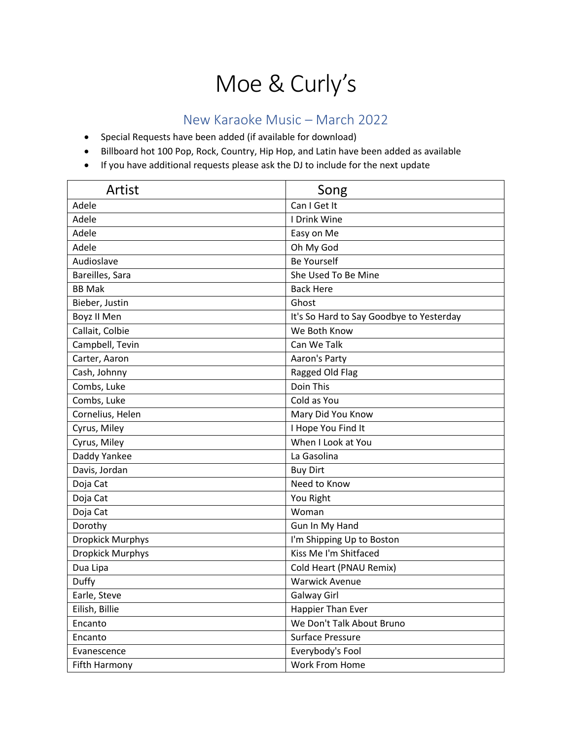# Moe & Curly's

## New Karaoke Music – March 2022

- Special Requests have been added (if available for download)
- Billboard hot 100 Pop, Rock, Country, Hip Hop, and Latin have been added as available
- If you have additional requests please ask the DJ to include for the next update

| Artist | Song |
|---|---|
| Adele | Can I Get It |
| Adele | I Drink Wine |
| Adele | Easy on Me |
| Adele | Oh My God |
| Audioslave | Be Yourself |
| Bareilles, Sara | She Used To Be Mine |
| BB Mak | Back Here |
| Bieber, Justin | Ghost |
| Boyz II Men | It's So Hard to Say Goodbye to Yesterday |
| Callait, Colbie | We Both Know |
| Campbell, Tevin | Can We Talk |
| Carter, Aaron | Aaron's Party |
| Cash, Johnny | Ragged Old Flag |
| Combs, Luke | Doin This |
| Combs, Luke | Cold as You |
| Cornelius, Helen | Mary Did You Know |
| Cyrus, Miley | I Hope You Find It |
| Cyrus, Miley | When I Look at You |
| Daddy Yankee | La Gasolina |
| Davis, Jordan | Buy Dirt |
| Doja Cat | Need to Know |
| Doja Cat | You Right |
| Doja Cat | Woman |
| Dorothy | Gun In My Hand |
| Dropkick Murphys | I'm Shipping Up to Boston |
| Dropkick Murphys | Kiss Me I'm Shitfaced |
| Dua Lipa | Cold Heart (PNAU Remix) |
| Duffy | Warwick Avenue |
| Earle, Steve | Galway Girl |
| Eilish, Billie | Happier Than Ever |
| Encanto | We Don't Talk About Bruno |
| Encanto | Surface Pressure |
| Evanescence | Everybody's Fool |
| Fifth Harmony | Work From Home |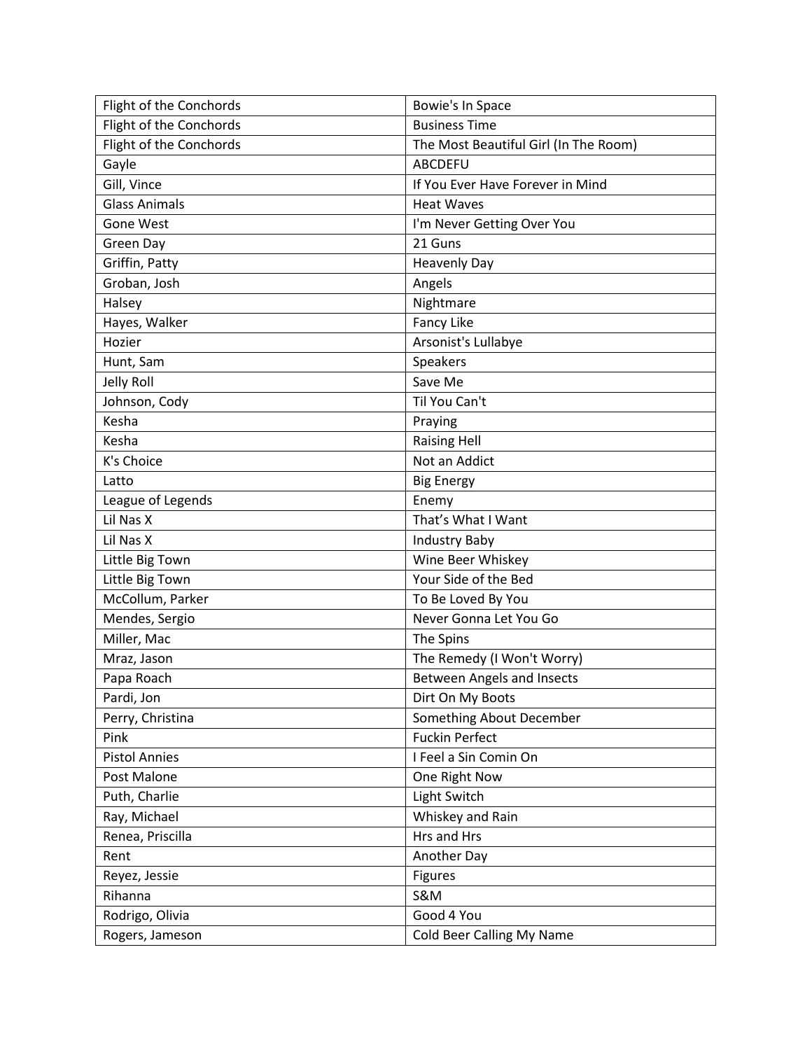| Flight of the Conchords | Bowie's In Space |
|---|---|
| Flight of the Conchords | Business Time |
| Flight of the Conchords | The Most Beautiful Girl (In The Room) |
| Gayle | ABCDEFU |
| Gill, Vince | If You Ever Have Forever in Mind |
| Glass Animals | Heat Waves |
| Gone West | I'm Never Getting Over You |
| Green Day | 21 Guns |
| Griffin, Patty | Heavenly Day |
| Groban, Josh | Angels |
| Halsey | Nightmare |
| Hayes, Walker | Fancy Like |
| Hozier | Arsonist's Lullabye |
| Hunt, Sam | Speakers |
| Jelly Roll | Save Me |
| Johnson, Cody | Til You Can't |
| Kesha | Praying |
| Kesha | Raising Hell |
| K's Choice | Not an Addict |
| Latto | Big Energy |
| League of Legends | Enemy |
| Lil Nas X | That’s What I Want |
| Lil Nas X | Industry Baby |
| Little Big Town | Wine Beer Whiskey |
| Little Big Town | Your Side of the Bed |
| McCollum, Parker | To Be Loved By You |
| Mendes, Sergio | Never Gonna Let You Go |
| Miller, Mac | The Spins |
| Mraz, Jason | The Remedy (I Won't Worry) |
| Papa Roach | Between Angels and Insects |
| Pardi, Jon | Dirt On My Boots |
| Perry, Christina | Something About December |
| Pink | Fuckin Perfect |
| Pistol Annies | I Feel a Sin Comin On |
| Post Malone | One Right Now |
| Puth, Charlie | Light Switch |
| Ray, Michael | Whiskey and Rain |
| Renea, Priscilla | Hrs and Hrs |
| Rent | Another Day |
| Reyez, Jessie | Figures |
| Rihanna | S&M |
| Rodrigo, Olivia | Good 4 You |
| Rogers, Jameson | Cold Beer Calling My Name |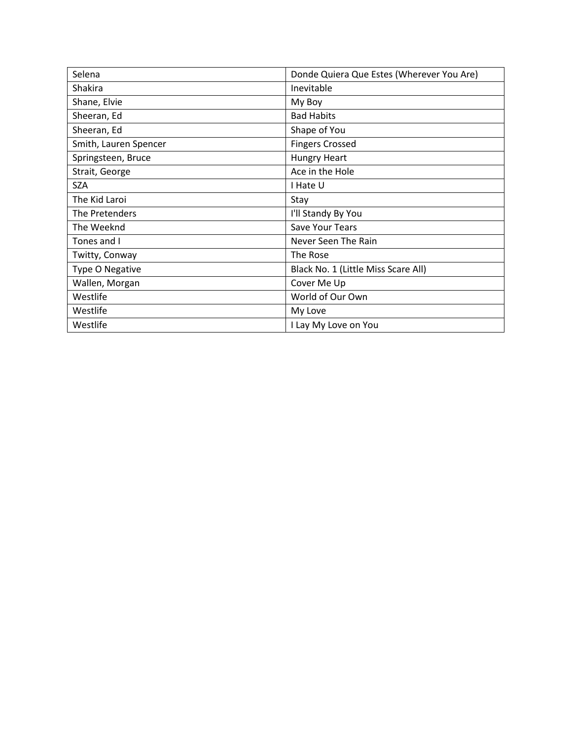| | |
|---|---|
| Selena | Donde Quiera Que Estes (Wherever You Are) |
| Shakira | Inevitable |
| Shane, Elvie | My Boy |
| Sheeran, Ed | Bad Habits |
| Sheeran, Ed | Shape of You |
| Smith, Lauren Spencer | Fingers Crossed |
| Springsteen, Bruce | Hungry Heart |
| Strait, George | Ace in the Hole |
| SZA | I Hate U |
| The Kid Laroi | Stay |
| The Pretenders | I'll Standy By You |
| The Weeknd | Save Your Tears |
| Tones and I | Never Seen The Rain |
| Twitty, Conway | The Rose |
| Type O Negative | Black No. 1 (Little Miss Scare All) |
| Wallen, Morgan | Cover Me Up |
| Westlife | World of Our Own |
| Westlife | My Love |
| Westlife | I Lay My Love on You |